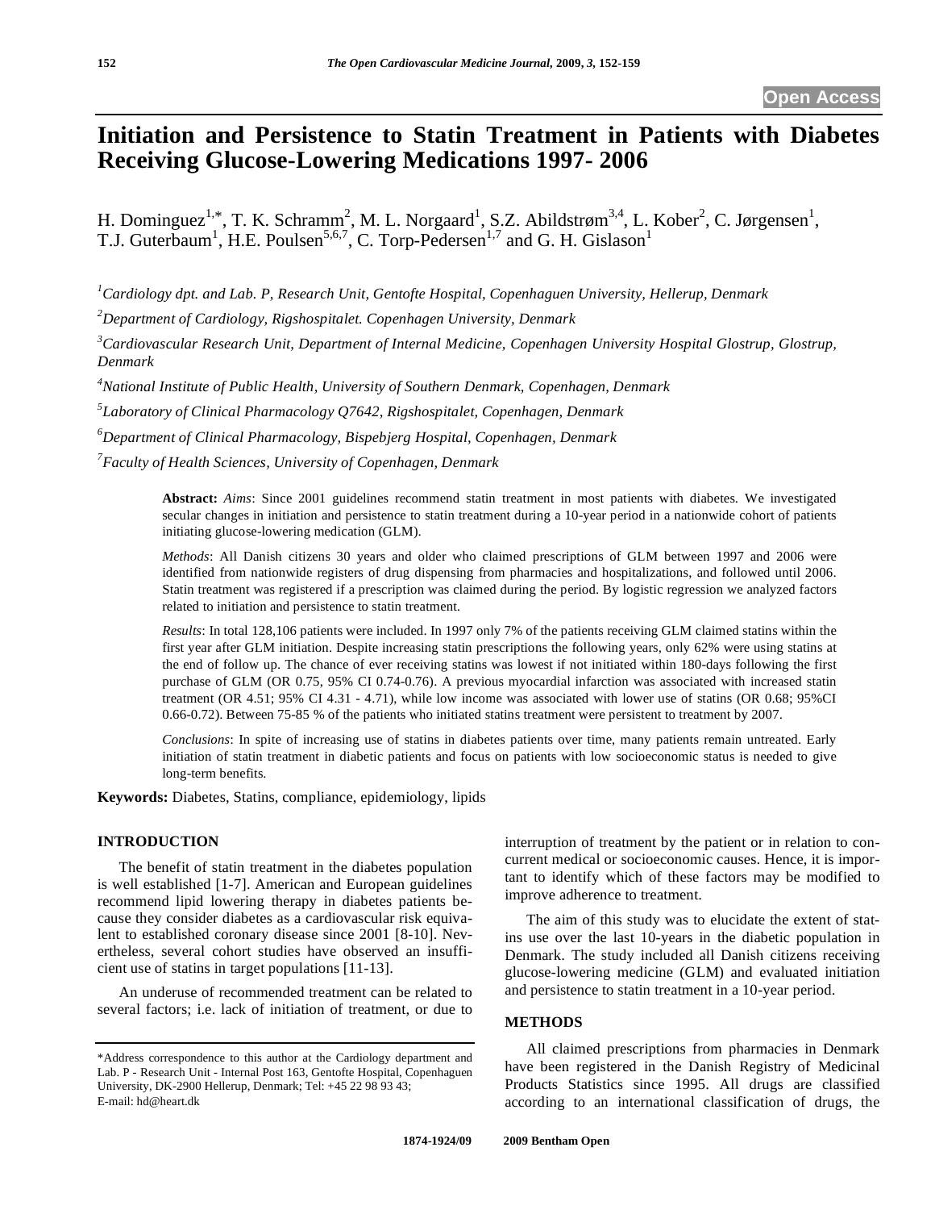Open Access

# Initiation and Persistence to Statin Treatment in Patients with Diabetes Receiving Glucose-Lowering Medications 1997- 2006

H. Dominguez[1,*], T. K. Schramm[2], M. L. Norgaard[1], S.Z. Abildstrøm[3,4], L. Kober[2], C. Jørgensen[1], T.J. Guterbaum[1], H.E. Poulsen[5,6,7], C. Torp-Pedersen[1,7] and G. H. Gislason[1]

[1]*Cardiology dpt. and Lab. P, Research Unit, Gentofte Hospital, Copenhaguen University, Hellerup, Denmark*

[2]*Department of Cardiology, Rigshospitalet. Copenhagen University, Denmark*

[3]*Cardiovascular Research Unit, Department of Internal Medicine, Copenhagen University Hospital Glostrup, Glostrup, Denmark*

[4]*National Institute of Public Health, University of Southern Denmark, Copenhagen, Denmark*

[5]*Laboratory of Clinical Pharmacology Q7642, Rigshospitalet, Copenhagen, Denmark*

[6]*Department of Clinical Pharmacology, Bispebjerg Hospital, Copenhagen, Denmark*

[7]*Faculty of Health Sciences, University of Copenhagen, Denmark*

**Abstract:** *Aims*: Since 2001 guidelines recommend statin treatment in most patients with diabetes. We investigated secular changes in initiation and persistence to statin treatment during a 10-year period in a nationwide cohort of patients initiating glucose-lowering medication (GLM).

*Methods*: All Danish citizens 30 years and older who claimed prescriptions of GLM between 1997 and 2006 were identified from nationwide registers of drug dispensing from pharmacies and hospitalizations, and followed until 2006. Statin treatment was registered if a prescription was claimed during the period. By logistic regression we analyzed factors related to initiation and persistence to statin treatment.

*Results*: In total 128,106 patients were included. In 1997 only 7% of the patients receiving GLM claimed statins within the first year after GLM initiation. Despite increasing statin prescriptions the following years, only 62% were using statins at the end of follow up. The chance of ever receiving statins was lowest if not initiated within 180-days following the first purchase of GLM (OR 0.75, 95% CI 0.74-0.76). A previous myocardial infarction was associated with increased statin treatment (OR 4.51; 95% CI 4.31 - 4.71), while low income was associated with lower use of statins (OR 0.68; 95%CI 0.66-0.72). Between 75-85 % of the patients who initiated statins treatment were persistent to treatment by 2007.

*Conclusions*: In spite of increasing use of statins in diabetes patients over time, many patients remain untreated. Early initiation of statin treatment in diabetic patients and focus on patients with low socioeconomic status is needed to give long-term benefits.

**Keywords:** Diabetes, Statins, compliance, epidemiology, lipids

## INTRODUCTION

The benefit of statin treatment in the diabetes population is well established [1-7]. American and European guidelines recommend lipid lowering therapy in diabetes patients because they consider diabetes as a cardiovascular risk equivalent to established coronary disease since 2001 [8-10]. Nevertheless, several cohort studies have observed an insufficient use of statins in target populations [11-13].

An underuse of recommended treatment can be related to several factors; i.e. lack of initiation of treatment, or due to interruption of treatment by the patient or in relation to concurrent medical or socioeconomic causes. Hence, it is important to identify which of these factors may be modified to improve adherence to treatment.

The aim of this study was to elucidate the extent of statins use over the last 10-years in the diabetic population in Denmark. The study included all Danish citizens receiving glucose-lowering medicine (GLM) and evaluated initiation and persistence to statin treatment in a 10-year period.

## METHODS

All claimed prescriptions from pharmacies in Denmark have been registered in the Danish Registry of Medicinal Products Statistics since 1995. All drugs are classified according to an international classification of drugs, the

*Address correspondence to this author at the Cardiology department and Lab. P - Research Unit - Internal Post 163, Gentofte Hospital, Copenhaguen University, DK-2900 Hellerup, Denmark; Tel: +45 22 98 93 43; E-mail: hd@heart.dk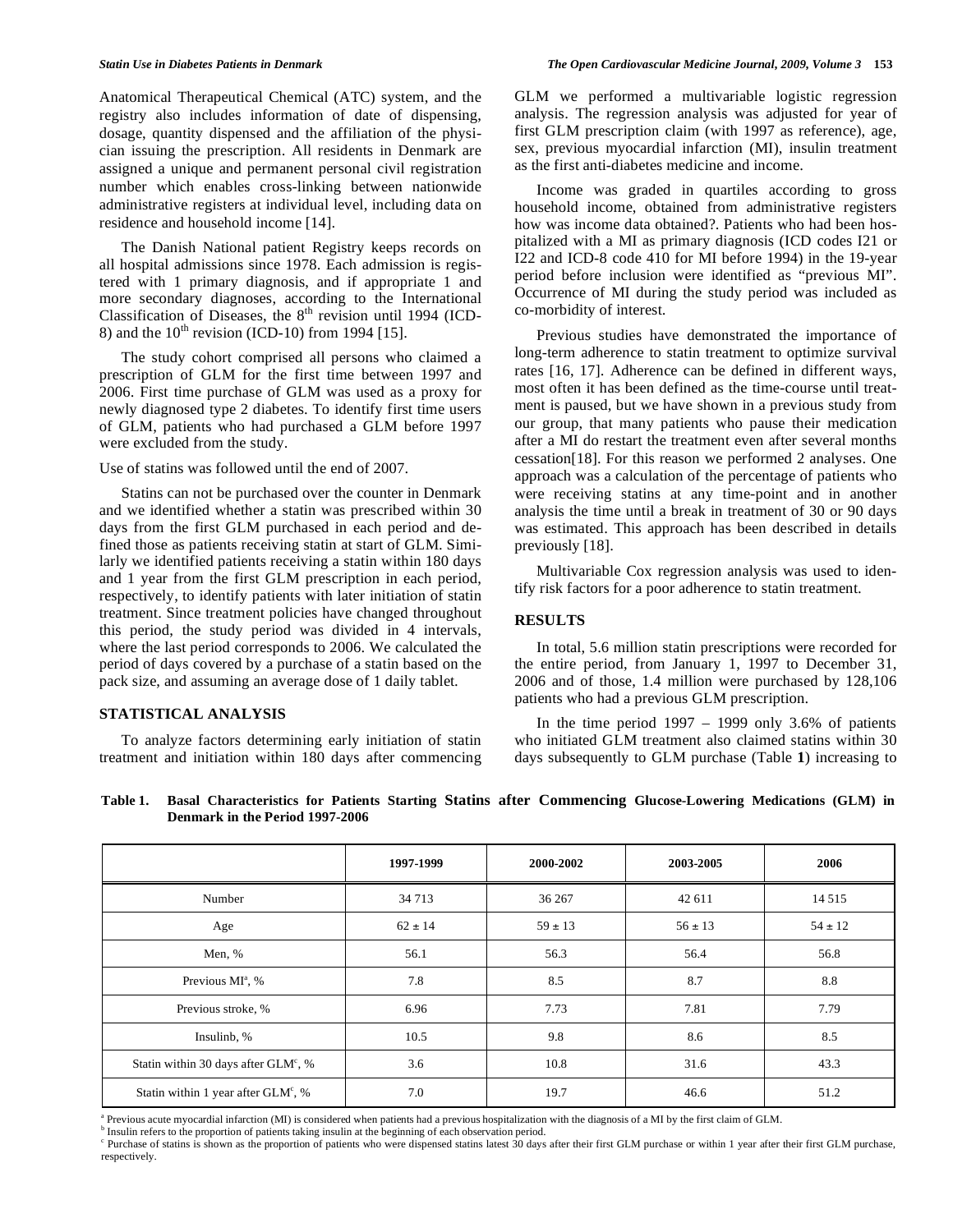Anatomical Therapeutical Chemical (ATC) system, and the registry also includes information of date of dispensing, dosage, quantity dispensed and the affiliation of the physician issuing the prescription. All residents in Denmark are assigned a unique and permanent personal civil registration number which enables cross-linking between nationwide administrative registers at individual level, including data on residence and household income [14].

The Danish National patient Registry keeps records on all hospital admissions since 1978. Each admission is registered with 1 primary diagnosis, and if appropriate 1 and more secondary diagnoses, according to the International Classification of Diseases, the 8th revision until 1994 (ICD-8) and the 10th revision (ICD-10) from 1994 [15].

The study cohort comprised all persons who claimed a prescription of GLM for the first time between 1997 and 2006. First time purchase of GLM was used as a proxy for newly diagnosed type 2 diabetes. To identify first time users of GLM, patients who had purchased a GLM before 1997 were excluded from the study.

Use of statins was followed until the end of 2007.

Statins can not be purchased over the counter in Denmark and we identified whether a statin was prescribed within 30 days from the first GLM purchased in each period and defined those as patients receiving statin at start of GLM. Similarly we identified patients receiving a statin within 180 days and 1 year from the first GLM prescription in each period, respectively, to identify patients with later initiation of statin treatment. Since treatment policies have changed throughout this period, the study period was divided in 4 intervals, where the last period corresponds to 2006. We calculated the period of days covered by a purchase of a statin based on the pack size, and assuming an average dose of 1 daily tablet.

## STATISTICAL ANALYSIS

To analyze factors determining early initiation of statin treatment and initiation within 180 days after commencing GLM we performed a multivariable logistic regression analysis. The regression analysis was adjusted for year of first GLM prescription claim (with 1997 as reference), age, sex, previous myocardial infarction (MI), insulin treatment as the first anti-diabetes medicine and income.

Income was graded in quartiles according to gross household income, obtained from administrative registers how was income data obtained?. Patients who had been hospitalized with a MI as primary diagnosis (ICD codes I21 or I22 and ICD-8 code 410 for MI before 1994) in the 19-year period before inclusion were identified as "previous MI". Occurrence of MI during the study period was included as co-morbidity of interest.

Previous studies have demonstrated the importance of long-term adherence to statin treatment to optimize survival rates [16, 17]. Adherence can be defined in different ways, most often it has been defined as the time-course until treatment is paused, but we have shown in a previous study from our group, that many patients who pause their medication after a MI do restart the treatment even after several months cessation[18]. For this reason we performed 2 analyses. One approach was a calculation of the percentage of patients who were receiving statins at any time-point and in another analysis the time until a break in treatment of 30 or 90 days was estimated. This approach has been described in details previously [18].

Multivariable Cox regression analysis was used to identify risk factors for a poor adherence to statin treatment.

## RESULTS

In total, 5.6 million statin prescriptions were recorded for the entire period, from January 1, 1997 to December 31, 2006 and of those, 1.4 million were purchased by 128,106 patients who had a previous GLM prescription.

In the time period 1997 – 1999 only 3.6% of patients who initiated GLM treatment also claimed statins within 30 days subsequently to GLM purchase (Table **1**) increasing to

**Table 1. Basal Characteristics for Patients Starting Statins after Commencing Glucose-Lowering Medications (GLM) in Denmark in the Period 1997-2006**

| | 1997-1999 | 2000-2002 | 2003-2005 | 2006 |
|---|---|---|---|---|
| Number | 34 713 | 36 267 | 42 611 | 14 515 |
| Age | 62 ± 14 | 59 ± 13 | 56 ± 13 | 54 ± 12 |
| Men, % | 56.1 | 56.3 | 56.4 | 56.8 |
| Previous MI[a], % | 7.8 | 8.5 | 8.7 | 8.8 |
| Previous stroke, % | 6.96 | 7.73 | 7.81 | 7.79 |
| Insulinb, % | 10.5 | 9.8 | 8.6 | 8.5 |
| Statin within 30 days after GLM[c], % | 3.6 | 10.8 | 31.6 | 43.3 |
| Statin within 1 year after GLM[c], % | 7.0 | 19.7 | 46.6 | 51.2 |

[a] Previous acute myocardial infarction (MI) is considered when patients had a previous hospitalization with the diagnosis of a MI by the first claim of GLM.
[b] Insulin refers to the proportion of patients taking insulin at the beginning of each observation period.
[c] Purchase of statins is shown as the proportion of patients who were dispensed statins latest 30 days after their first GLM purchase or within 1 year after their first GLM purchase, respectively.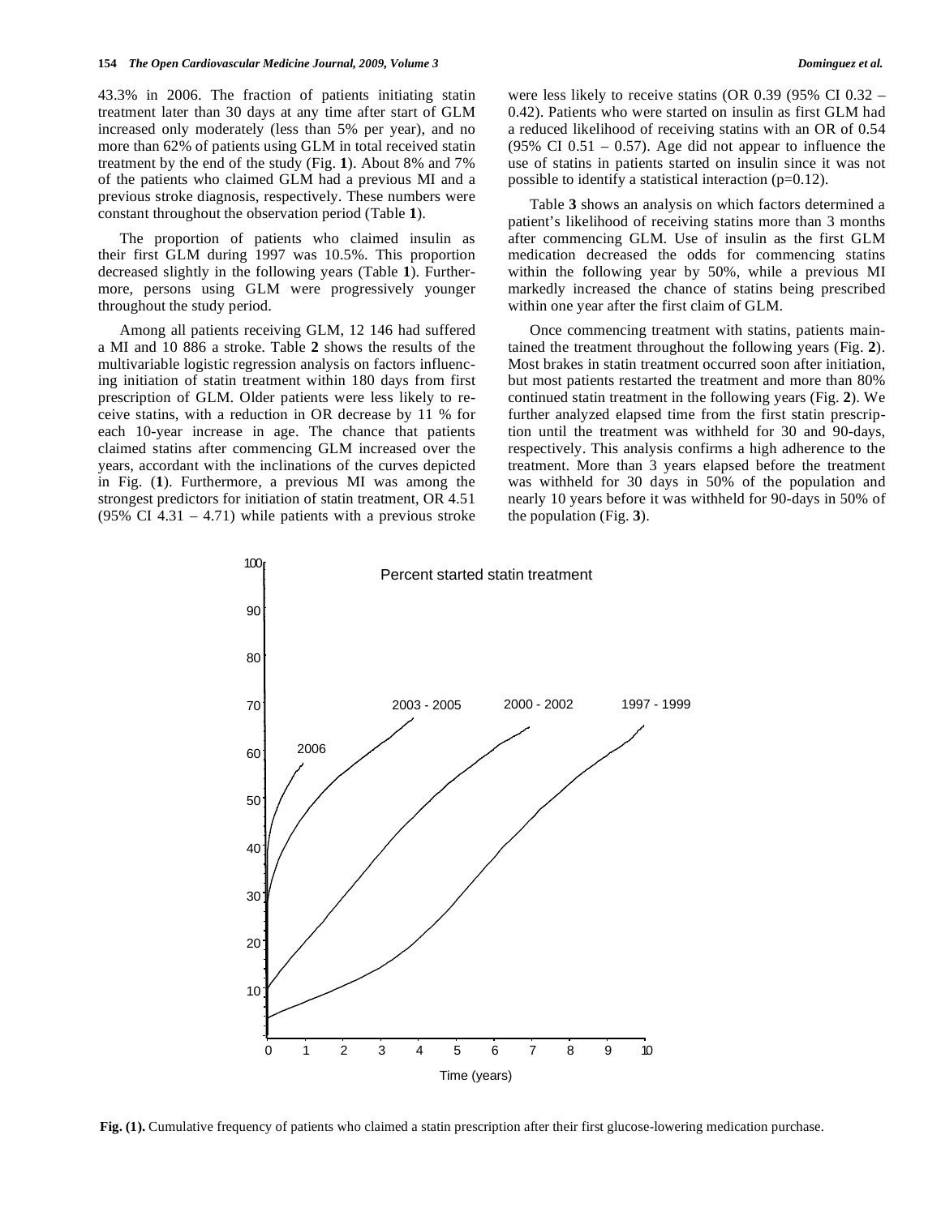43.3% in 2006. The fraction of patients initiating statin treatment later than 30 days at any time after start of GLM increased only moderately (less than 5% per year), and no more than 62% of patients using GLM in total received statin treatment by the end of the study (Fig. **1**). About 8% and 7% of the patients who claimed GLM had a previous MI and a previous stroke diagnosis, respectively. These numbers were constant throughout the observation period (Table **1**).

The proportion of patients who claimed insulin as their first GLM during 1997 was 10.5%. This proportion decreased slightly in the following years (Table **1**). Furthermore, persons using GLM were progressively younger throughout the study period.

Among all patients receiving GLM, 12 146 had suffered a MI and 10 886 a stroke. Table **2** shows the results of the multivariable logistic regression analysis on factors influencing initiation of statin treatment within 180 days from first prescription of GLM. Older patients were less likely to receive statins, with a reduction in OR decrease by 11 % for each 10-year increase in age. The chance that patients claimed statins after commencing GLM increased over the years, accordant with the inclinations of the curves depicted in Fig. (**1**). Furthermore, a previous MI was among the strongest predictors for initiation of statin treatment, OR 4.51 (95% CI 4.31 – 4.71) while patients with a previous stroke were less likely to receive statins (OR 0.39 (95% CI 0.32 – 0.42). Patients who were started on insulin as first GLM had a reduced likelihood of receiving statins with an OR of 0.54 (95% CI 0.51 – 0.57). Age did not appear to influence the use of statins in patients started on insulin since it was not possible to identify a statistical interaction (p=0.12).

Table **3** shows an analysis on which factors determined a patient's likelihood of receiving statins more than 3 months after commencing GLM. Use of insulin as the first GLM medication decreased the odds for commencing statins within the following year by 50%, while a previous MI markedly increased the chance of statins being prescribed within one year after the first claim of GLM.

Once commencing treatment with statins, patients maintained the treatment throughout the following years (Fig. **2**). Most brakes in statin treatment occurred soon after initiation, but most patients restarted the treatment and more than 80% continued statin treatment in the following years (Fig. **2**). We further analyzed elapsed time from the first statin prescription until the treatment was withheld for 30 and 90-days, respectively. This analysis confirms a high adherence to the treatment. More than 3 years elapsed before the treatment was withheld for 30 days in 50% of the population and nearly 10 years before it was withheld for 90-days in 50% of the population (Fig. **3**).

**Fig. (1).** Cumulative frequency of patients who claimed a statin prescription after their first glucose-lowering medication purchase.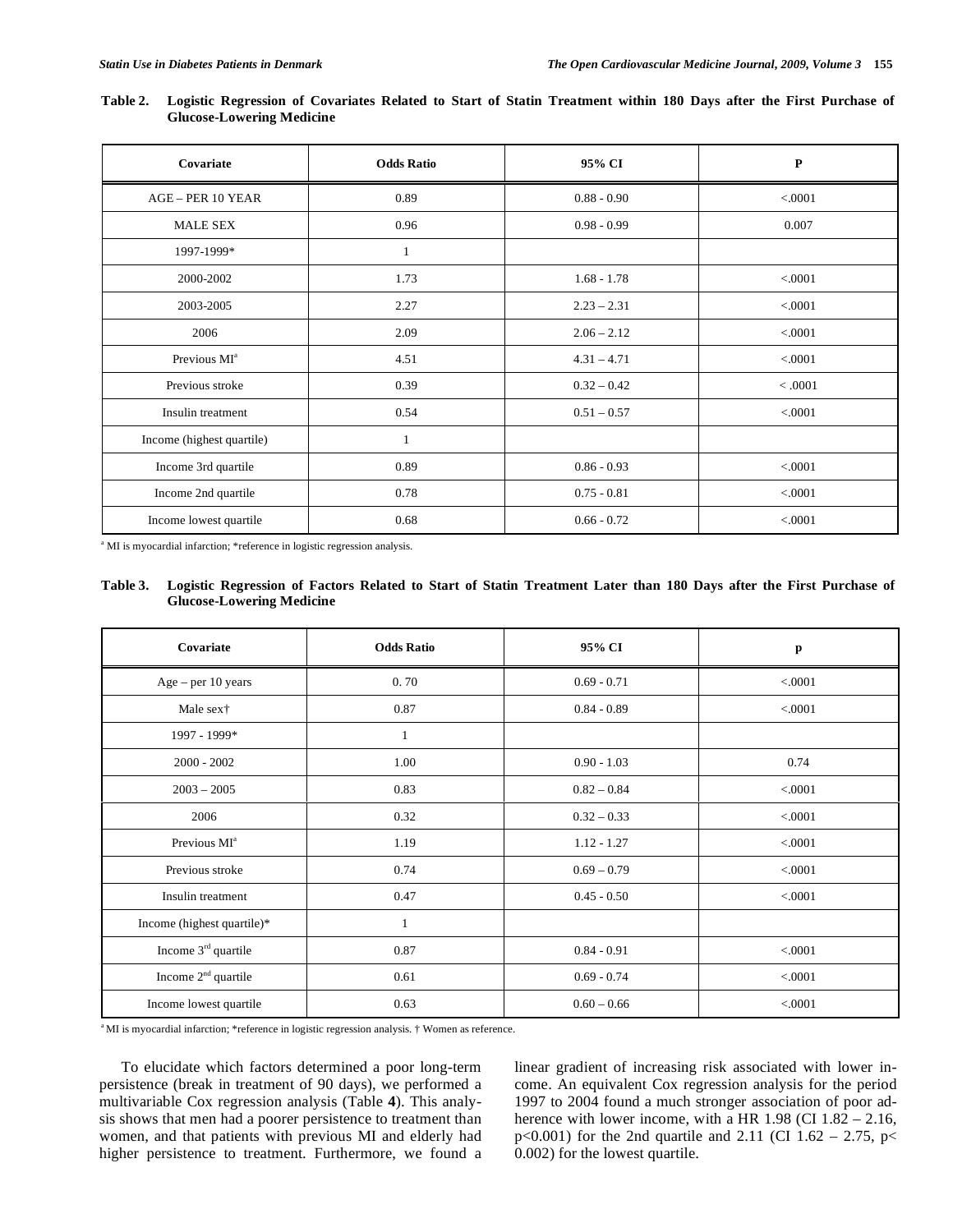**Table 2. Logistic Regression of Covariates Related to Start of Statin Treatment within 180 Days after the First Purchase of Glucose-Lowering Medicine**

| Covariate | Odds Ratio | 95% CI | P |
|---|---|---|---|
| AGE – PER 10 YEAR | 0.89 | 0.88 - 0.90 | <.0001 |
| MALE SEX | 0.96 | 0.98 - 0.99 | 0.007 |
| 1997-1999* | 1 | | |
| 2000-2002 | 1.73 | 1.68 - 1.78 | <.0001 |
| 2003-2005 | 2.27 | 2.23 – 2.31 | <.0001 |
| 2006 | 2.09 | 2.06 – 2.12 | <.0001 |
| Previous MI[a] | 4.51 | 4.31 – 4.71 | <.0001 |
| Previous stroke | 0.39 | 0.32 – 0.42 | < .0001 |
| Insulin treatment | 0.54 | 0.51 – 0.57 | <.0001 |
| Income (highest quartile) | 1 | | |
| Income 3rd quartile | 0.89 | 0.86 - 0.93 | <.0001 |
| Income 2nd quartile | 0.78 | 0.75 - 0.81 | <.0001 |
| Income lowest quartile | 0.68 | 0.66 - 0.72 | <.0001 |

[a] MI is myocardial infarction; *reference in logistic regression analysis.

**Table 3. Logistic Regression of Factors Related to Start of Statin Treatment Later than 180 Days after the First Purchase of Glucose-Lowering Medicine**

| Covariate | Odds Ratio | 95% CI | p |
|---|---|---|---|
| Age – per 10 years | 0. 70 | 0.69 - 0.71 | <.0001 |
| Male sex† | 0.87 | 0.84 - 0.89 | <.0001 |
| 1997 - 1999* | 1 | | |
| 2000 - 2002 | 1.00 | 0.90 - 1.03 | 0.74 |
| 2003 – 2005 | 0.83 | 0.82 – 0.84 | <.0001 |
| 2006 | 0.32 | 0.32 – 0.33 | <.0001 |
| Previous MI[a] | 1.19 | 1.12 - 1.27 | <.0001 |
| Previous stroke | 0.74 | 0.69 – 0.79 | <.0001 |
| Insulin treatment | 0.47 | 0.45 - 0.50 | <.0001 |
| Income (highest quartile)* | 1 | | |
| Income 3rd quartile | 0.87 | 0.84 - 0.91 | <.0001 |
| Income 2nd quartile | 0.61 | 0.69 - 0.74 | <.0001 |
| Income lowest quartile | 0.63 | 0.60 – 0.66 | <.0001 |

[a] MI is myocardial infarction; *reference in logistic regression analysis. † Women as reference.

To elucidate which factors determined a poor long-term persistence (break in treatment of 90 days), we performed a multivariable Cox regression analysis (Table **4**). This analysis shows that men had a poorer persistence to treatment than women, and that patients with previous MI and elderly had higher persistence to treatment. Furthermore, we found a linear gradient of increasing risk associated with lower income. An equivalent Cox regression analysis for the period 1997 to 2004 found a much stronger association of poor adherence with lower income, with a HR 1.98 (CI 1.82 – 2.16, $p<0.001$) for the 2nd quartile and 2.11 (CI 1.62 – 2.75, $p< 0.002$) for the lowest quartile.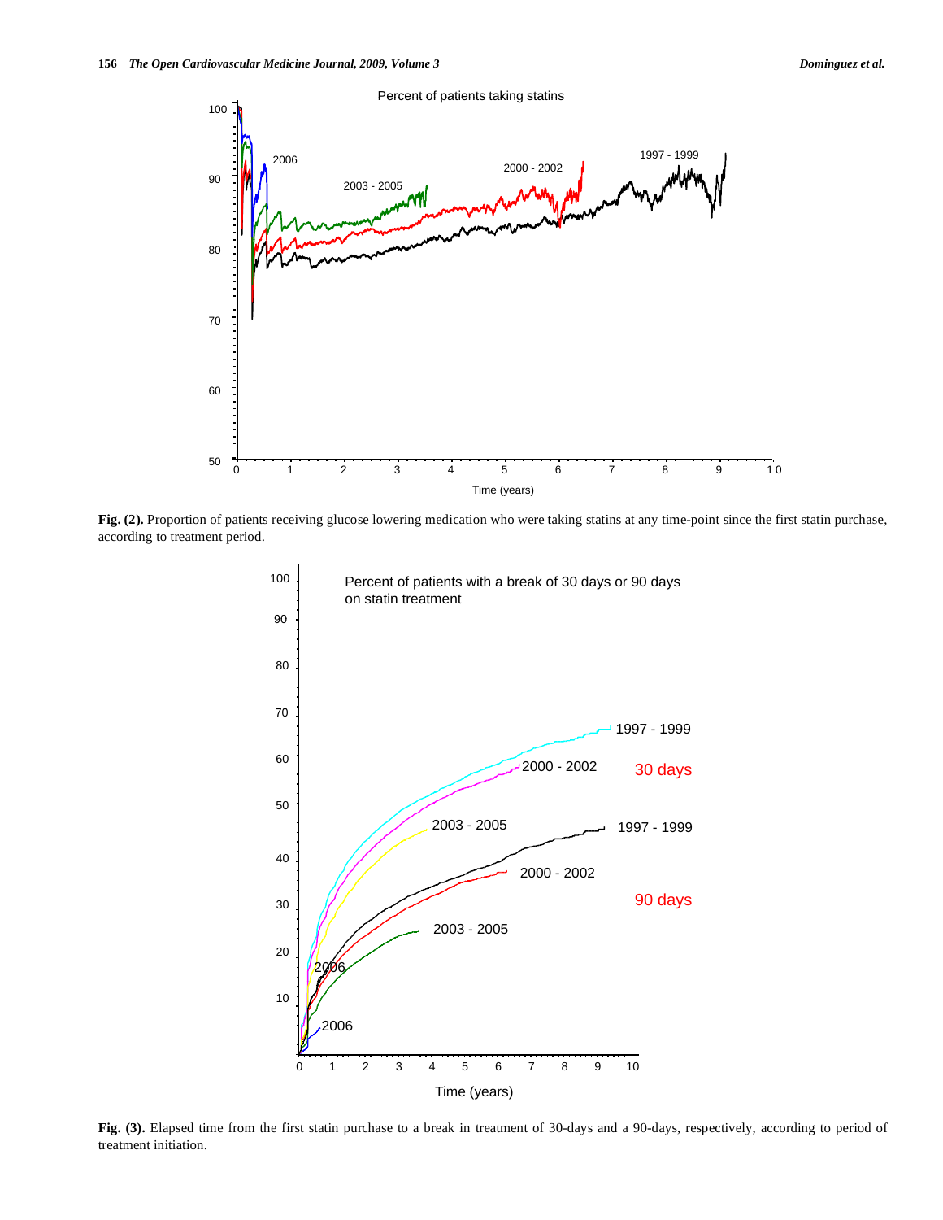**Fig. (2).** Proportion of patients receiving glucose lowering medication who were taking statins at any time-point since the first statin purchase, according to treatment period.

**Fig. (3).** Elapsed time from the first statin purchase to a break in treatment of 30-days and a 90-days, respectively, according to period of treatment initiation.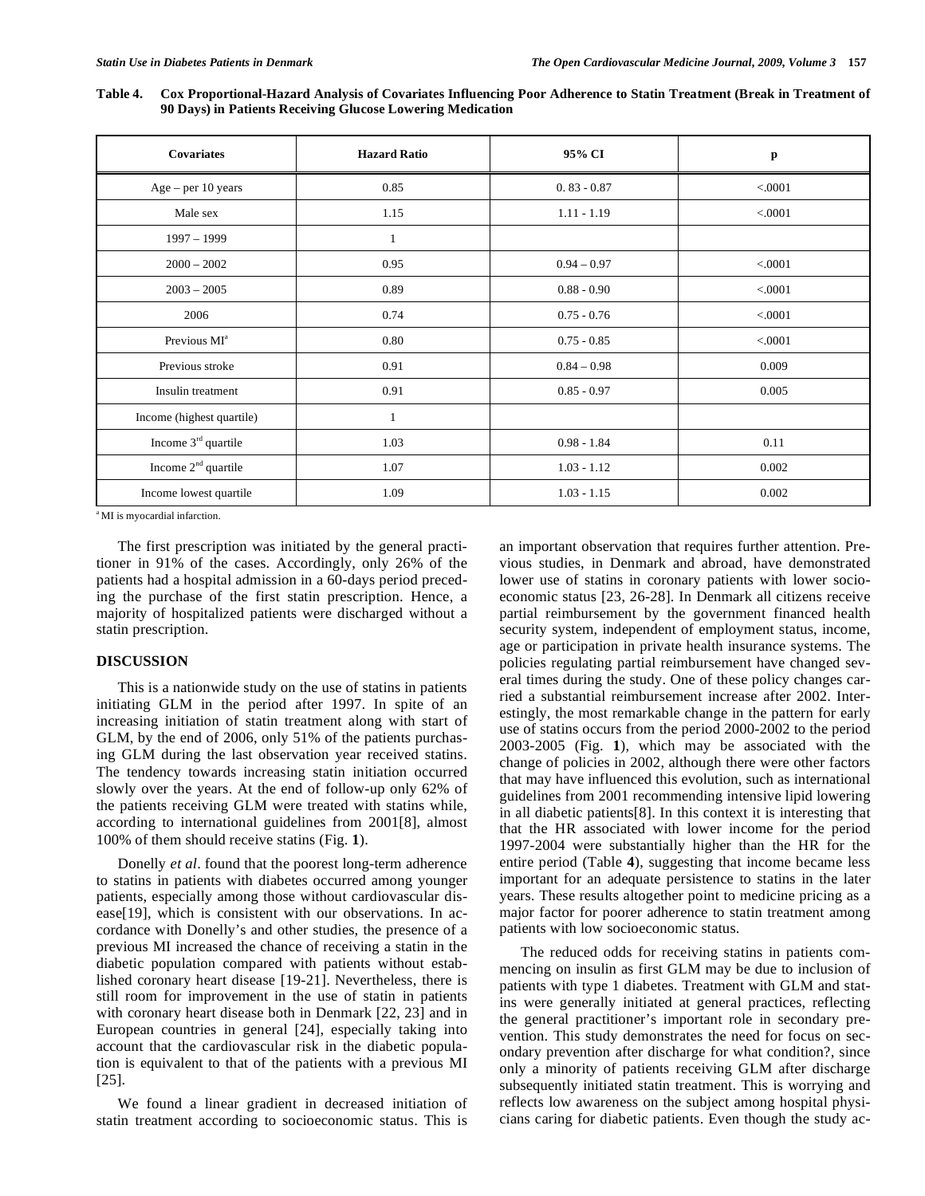**Table 4. Cox Proportional-Hazard Analysis of Covariates Influencing Poor Adherence to Statin Treatment (Break in Treatment of 90 Days) in Patients Receiving Glucose Lowering Medication**

| Covariates | Hazard Ratio | 95% CI | p |
|---|---|---|---|
| Age – per 10 years | 0.85 | 0. 83 - 0.87 | <.0001 |
| Male sex | 1.15 | 1.11 - 1.19 | <.0001 |
| 1997 – 1999 | 1 | | |
| 2000 – 2002 | 0.95 | 0.94 – 0.97 | <.0001 |
| 2003 – 2005 | 0.89 | 0.88 - 0.90 | <.0001 |
| 2006 | 0.74 | 0.75 - 0.76 | <.0001 |
| Previous MI[a] | 0.80 | 0.75 - 0.85 | <.0001 |
| Previous stroke | 0.91 | 0.84 – 0.98 | 0.009 |
| Insulin treatment | 0.91 | 0.85 - 0.97 | 0.005 |
| Income (highest quartile) | 1 | | |
| Income 3rd quartile | 1.03 | 0.98 - 1.84 | 0.11 |
| Income 2nd quartile | 1.07 | 1.03 - 1.12 | 0.002 |
| Income lowest quartile | 1.09 | 1.03 - 1.15 | 0.002 |

[a] MI is myocardial infarction.

The first prescription was initiated by the general practitioner in 91% of the cases. Accordingly, only 26% of the patients had a hospital admission in a 60-days period preceding the purchase of the first statin prescription. Hence, a majority of hospitalized patients were discharged without a statin prescription.

## DISCUSSION

This is a nationwide study on the use of statins in patients initiating GLM in the period after 1997. In spite of an increasing initiation of statin treatment along with start of GLM, by the end of 2006, only 51% of the patients purchasing GLM during the last observation year received statins. The tendency towards increasing statin initiation occurred slowly over the years. At the end of follow-up only 62% of the patients receiving GLM were treated with statins while, according to international guidelines from 2001[8], almost 100% of them should receive statins (Fig. **1**).

Donelly *et al*. found that the poorest long-term adherence to statins in patients with diabetes occurred among younger patients, especially among those without cardiovascular disease[19], which is consistent with our observations. In accordance with Donelly's and other studies, the presence of a previous MI increased the chance of receiving a statin in the diabetic population compared with patients without established coronary heart disease [19-21]. Nevertheless, there is still room for improvement in the use of statin in patients with coronary heart disease both in Denmark [22, 23] and in European countries in general [24], especially taking into account that the cardiovascular risk in the diabetic population is equivalent to that of the patients with a previous MI [25].

We found a linear gradient in decreased initiation of statin treatment according to socioeconomic status. This is an important observation that requires further attention. Previous studies, in Denmark and abroad, have demonstrated lower use of statins in coronary patients with lower socioeconomic status [23, 26-28]. In Denmark all citizens receive partial reimbursement by the government financed health security system, independent of employment status, income, age or participation in private health insurance systems. The policies regulating partial reimbursement have changed several times during the study. One of these policy changes carried a substantial reimbursement increase after 2002. Interestingly, the most remarkable change in the pattern for early use of statins occurs from the period 2000-2002 to the period 2003-2005 (Fig. **1**), which may be associated with the change of policies in 2002, although there were other factors that may have influenced this evolution, such as international guidelines from 2001 recommending intensive lipid lowering in all diabetic patients[8]. In this context it is interesting that that the HR associated with lower income for the period 1997-2004 were substantially higher than the HR for the entire period (Table **4**), suggesting that income became less important for an adequate persistence to statins in the later years. These results altogether point to medicine pricing as a major factor for poorer adherence to statin treatment among patients with low socioeconomic status.

The reduced odds for receiving statins in patients commencing on insulin as first GLM may be due to inclusion of patients with type 1 diabetes. Treatment with GLM and statins were generally initiated at general practices, reflecting the general practitioner's important role in secondary prevention. This study demonstrates the need for focus on secondary prevention after discharge for what condition?, since only a minority of patients receiving GLM after discharge subsequently initiated statin treatment. This is worrying and reflects low awareness on the subject among hospital physicians caring for diabetic patients. Even though the study ac-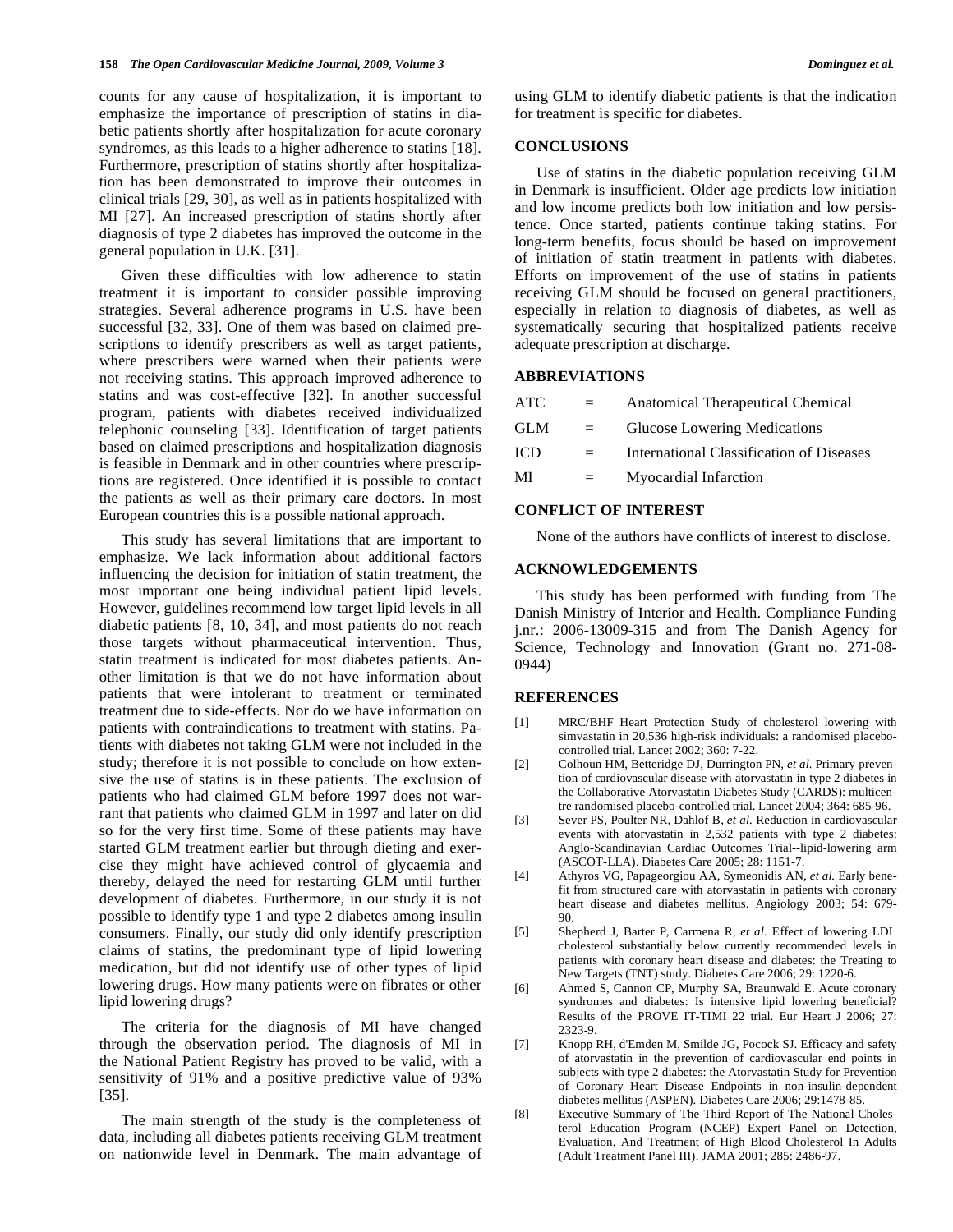counts for any cause of hospitalization, it is important to emphasize the importance of prescription of statins in diabetic patients shortly after hospitalization for acute coronary syndromes, as this leads to a higher adherence to statins [18]. Furthermore, prescription of statins shortly after hospitalization has been demonstrated to improve their outcomes in clinical trials [29, 30], as well as in patients hospitalized with MI [27]. An increased prescription of statins shortly after diagnosis of type 2 diabetes has improved the outcome in the general population in U.K. [31].

Given these difficulties with low adherence to statin treatment it is important to consider possible improving strategies. Several adherence programs in U.S. have been successful [32, 33]. One of them was based on claimed prescriptions to identify prescribers as well as target patients, where prescribers were warned when their patients were not receiving statins. This approach improved adherence to statins and was cost-effective [32]. In another successful program, patients with diabetes received individualized telephonic counseling [33]. Identification of target patients based on claimed prescriptions and hospitalization diagnosis is feasible in Denmark and in other countries where prescriptions are registered. Once identified it is possible to contact the patients as well as their primary care doctors. In most European countries this is a possible national approach.

This study has several limitations that are important to emphasize. We lack information about additional factors influencing the decision for initiation of statin treatment, the most important one being individual patient lipid levels. However, guidelines recommend low target lipid levels in all diabetic patients [8, 10, 34], and most patients do not reach those targets without pharmaceutical intervention. Thus, statin treatment is indicated for most diabetes patients. Another limitation is that we do not have information about patients that were intolerant to treatment or terminated treatment due to side-effects. Nor do we have information on patients with contraindications to treatment with statins. Patients with diabetes not taking GLM were not included in the study; therefore it is not possible to conclude on how extensive the use of statins is in these patients. The exclusion of patients who had claimed GLM before 1997 does not warrant that patients who claimed GLM in 1997 and later on did so for the very first time. Some of these patients may have started GLM treatment earlier but through dieting and exercise they might have achieved control of glycaemia and thereby, delayed the need for restarting GLM until further development of diabetes. Furthermore, in our study it is not possible to identify type 1 and type 2 diabetes among insulin consumers. Finally, our study did only identify prescription claims of statins, the predominant type of lipid lowering medication, but did not identify use of other types of lipid lowering drugs. How many patients were on fibrates or other lipid lowering drugs?

The criteria for the diagnosis of MI have changed through the observation period. The diagnosis of MI in the National Patient Registry has proved to be valid, with a sensitivity of 91% and a positive predictive value of 93% [35].

The main strength of the study is the completeness of data, including all diabetes patients receiving GLM treatment on nationwide level in Denmark. The main advantage of using GLM to identify diabetic patients is that the indication for treatment is specific for diabetes.

## CONCLUSIONS

Use of statins in the diabetic population receiving GLM in Denmark is insufficient. Older age predicts low initiation and low income predicts both low initiation and low persistence. Once started, patients continue taking statins. For long-term benefits, focus should be based on improvement of initiation of statin treatment in patients with diabetes. Efforts on improvement of the use of statins in patients receiving GLM should be focused on general practitioners, especially in relation to diagnosis of diabetes, as well as systematically securing that hospitalized patients receive adequate prescription at discharge.

## ABBREVIATIONS

| | | |
|---|---|---|
| ATC | = | Anatomical Therapeutical Chemical |
| GLM | = | Glucose Lowering Medications |
| ICD | = | International Classification of Diseases |
| MI | = | Myocardial Infarction |

## CONFLICT OF INTEREST

None of the authors have conflicts of interest to disclose.

## ACKNOWLEDGEMENTS

This study has been performed with funding from The Danish Ministry of Interior and Health. Compliance Funding j.nr.: 2006-13009-315 and from The Danish Agency for Science, Technology and Innovation (Grant no. 271-08-0944)

## REFERENCES

[1] MRC/BHF Heart Protection Study of cholesterol lowering with simvastatin in 20,536 high-risk individuals: a randomised placebo-controlled trial. Lancet 2002; 360: 7-22.

[2] Colhoun HM, Betteridge DJ, Durrington PN, *et al.* Primary prevention of cardiovascular disease with atorvastatin in type 2 diabetes in the Collaborative Atorvastatin Diabetes Study (CARDS): multicentre randomised placebo-controlled trial. Lancet 2004; 364: 685-96.

[3] Sever PS, Poulter NR, Dahlof B, *et al.* Reduction in cardiovascular events with atorvastatin in 2,532 patients with type 2 diabetes: Anglo-Scandinavian Cardiac Outcomes Trial--lipid-lowering arm (ASCOT-LLA). Diabetes Care 2005; 28: 1151-7.

[4] Athyros VG, Papageorgiou AA, Symeonidis AN, *et al.* Early benefit from structured care with atorvastatin in patients with coronary heart disease and diabetes mellitus. Angiology 2003; 54: 679-90.

[5] Shepherd J, Barter P, Carmena R, *et al.* Effect of lowering LDL cholesterol substantially below currently recommended levels in patients with coronary heart disease and diabetes: the Treating to New Targets (TNT) study. Diabetes Care 2006; 29: 1220-6.

[6] Ahmed S, Cannon CP, Murphy SA, Braunwald E. Acute coronary syndromes and diabetes: Is intensive lipid lowering beneficial? Results of the PROVE IT-TIMI 22 trial. Eur Heart J 2006; 27: 2323-9.

[7] Knopp RH, d'Emden M, Smilde JG, Pocock SJ. Efficacy and safety of atorvastatin in the prevention of cardiovascular end points in subjects with type 2 diabetes: the Atorvastatin Study for Prevention of Coronary Heart Disease Endpoints in non-insulin-dependent diabetes mellitus (ASPEN). Diabetes Care 2006; 29:1478-85.

[8] Executive Summary of The Third Report of The National Cholesterol Education Program (NCEP) Expert Panel on Detection, Evaluation, And Treatment of High Blood Cholesterol In Adults (Adult Treatment Panel III). JAMA 2001; 285: 2486-97.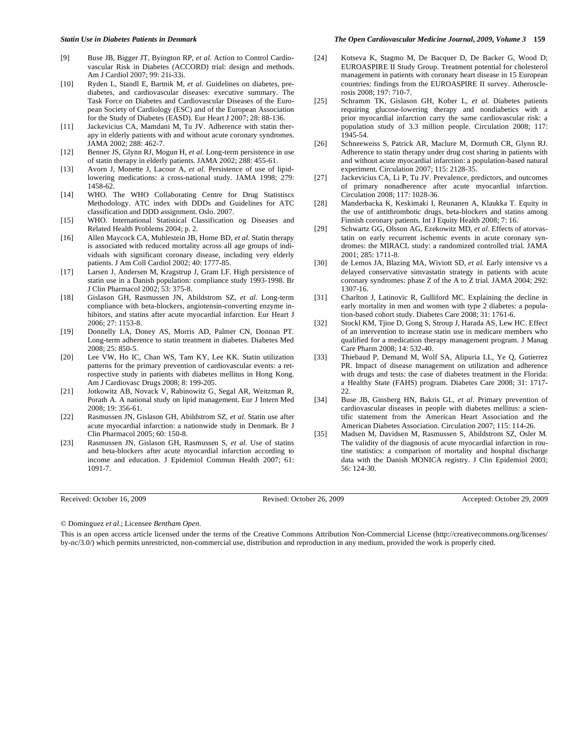[9] Buse JB, Bigger JT, Byington RP, *et al.* Action to Control Cardiovascular Risk in Diabetes (ACCORD) trial: design and methods. Am J Cardiol 2007; 99: 21i-33i.

[10] Ryden L, Standl E, Bartnik M, *et al.* Guidelines on diabetes, pre-diabetes, and cardiovascular diseases: executive summary. The Task Force on Diabetes and Cardiovascular Diseases of the European Society of Cardiology (ESC) and of the European Association for the Study of Diabetes (EASD). Eur Heart J 2007; 28: 88-136.

[11] Jackevicius CA, Mamdani M, Tu JV. Adherence with statin therapy in elderly patients with and without acute coronary syndromes. JAMA 2002; 288: 462-7.

[12] Benner JS, Glynn RJ, Mogun H, *et al.* Long-term persistence in use of statin therapy in elderly patients. JAMA 2002; 288: 455-61.

[13] Avorn J, Monette J, Lacour A, *et al.* Persistence of use of lipid-lowering medications: a cross-national study. JAMA 1998; 279: 1458-62.

[14] WHO. The WHO Collaborating Centre for Drug Statistiscs Methodology. ATC index with DDDs and Guidelines for ATC classification and DDD assignment. Oslo. 2007.

[15] WHO. International Statistical Classification og Diseases and Related Health Problems 2004; p. 2.

[16] Allen Maycock CA, Muhlestein JB, Horne BD, *et al.* Statin therapy is associated with reduced mortality across all age groups of individuals with significant coronary disease, including very elderly patients. J Am Coll Cardiol 2002; 40: 1777-85.

[17] Larsen J, Andersen M, Kragstrup J, Gram LF. High persistence of statin use in a Danish population: compliance study 1993-1998. Br J Clin Pharmacol 2002; 53: 375-8.

[18] Gislason GH, Rasmussen JN, Abildstrom SZ, *et al.* Long-term compliance with beta-blockers, angiotensin-converting enzyme inhibitors, and statins after acute myocardial infarction. Eur Heart J 2006; 27: 1153-8.

[19] Donnelly LA, Doney AS, Morris AD, Palmer CN, Donnan PT. Long-term adherence to statin treatment in diabetes. Diabetes Med 2008; 25: 850-5.

[20] Lee VW, Ho IC, Chan WS, Tam KY, Lee KK. Statin utilization patterns for the primary prevention of cardiovascular events: a retrospective study in patients with diabetes mellitus in Hong Kong. Am J Cardiovasc Drugs 2008; 8: 199-205.

[21] Jotkowitz AB, Novack V, Rabinowitz G, Segal AR, Weitzman R, Porath A. A national study on lipid management. Eur J Intern Med 2008; 19: 356-61.

[22] Rasmussen JN, Gislason GH, Abildstrom SZ, *et al.* Statin use after acute myocardial infarction: a nationwide study in Denmark. Br J Clin Pharmacol 2005; 60: 150-8.

[23] Rasmussen JN, Gislason GH, Rasmussen S, *et al.* Use of statins and beta-blockers after acute myocardial infarction according to income and education. J Epidemiol Commun Health 2007; 61: 1091-7.

[24] Kotseva K, Stagmo M, De Bacquer D, De Backer G, Wood D; EUROASPIRE II Study Group. Treatment potential for cholesterol management in patients with coronary heart disease in 15 European countries: findings from the EUROASPIRE II survey. Atherosclerosis 2008; 197: 710-7.

[25] Schramm TK, Gislason GH, Kober L, *et al.* Diabetes patients requiring glucose-lowering therapy and nondiabetics with a prior myocardial infarction carry the same cardiovascular risk: a population study of 3.3 million people. Circulation 2008; 117: 1945-54.

[26] Schneeweiss S, Patrick AR, Maclure M, Dormuth CR, Glynn RJ. Adherence to statin therapy under drug cost sharing in patients with and without acute myocardial infarction: a population-based natural experiment. Circulation 2007; 115: 2128-35.

[27] Jackevicius CA, Li P, Tu JV. Prevalence, predictors, and outcomes of primary nonadherence after acute myocardial infarction. Circulation 2008; 117: 1028-36.

[28] Manderbacka K, Keskimaki I, Reunanen A, Klaukka T. Equity in the use of antithrombotic drugs, beta-blockers and statins among Finnish coronary patients. Int J Equity Health 2008; 7: 16.

[29] Schwartz GG, Olsson AG, Ezekowitz MD, *et al.* Effects of atorvastatin on early recurrent ischemic events in acute coronary syndromes: the MIRACL study: a randomized controlled trial. JAMA 2001; 285: 1711-8.

[30] de Lemos JA, Blazing MA, Wiviott SD, *et al.* Early intensive vs a delayed conservative simvastatin strategy in patients with acute coronary syndromes: phase Z of the A to Z trial. JAMA 2004; 292: 1307-16.

[31] Charlton J, Latinovic R, Gulliford MC. Explaining the decline in early mortality in men and women with type 2 diabetes: a population-based cohort study. Diabetes Care 2008; 31: 1761-6.

[32] Stockl KM, Tjioe D, Gong S, Stroup J, Harada AS, Lew HC. Effect of an intervention to increase statin use in medicare members who qualified for a medication therapy management program. J Manag Care Pharm 2008; 14: 532-40.

[33] Thiebaud P, Demand M, Wolf SA, Alipuria LL, Ye Q, Gutierrez PR. Impact of disease management on utilization and adherence with drugs and tests: the case of diabetes treatment in the Florida: a Healthy State (FAHS) program. Diabetes Care 2008; 31: 1717-22.

[34] Buse JB, Ginsberg HN, Bakris GL, *et al*. Primary prevention of cardiovascular diseases in people with diabetes mellitus: a scientific statement from the American Heart Association and the American Diabetes Association. Circulation 2007; 115: 114-26.

[35] Madsen M, Davidsen M, Rasmussen S, Abildstrom SZ, Osler M. The validity of the diagnosis of acute myocardial infarction in routine statistics: a comparison of mortality and hospital discharge data with the Danish MONICA registry. J Clin Epidemiol 2003; 56: 124-30.

Received: October 16, 2009 Revised: October 26, 2009 Accepted: October 29, 2009

© Dominguez *et al*.; Licensee *Bentham Open*.

This is an open access article licensed under the terms of the Creative Commons Attribution Non-Commercial License (http://creativecommons.org/licenses/by-nc/3.0/) which permits unrestricted, non-commercial use, distribution and reproduction in any medium, provided the work is properly cited.